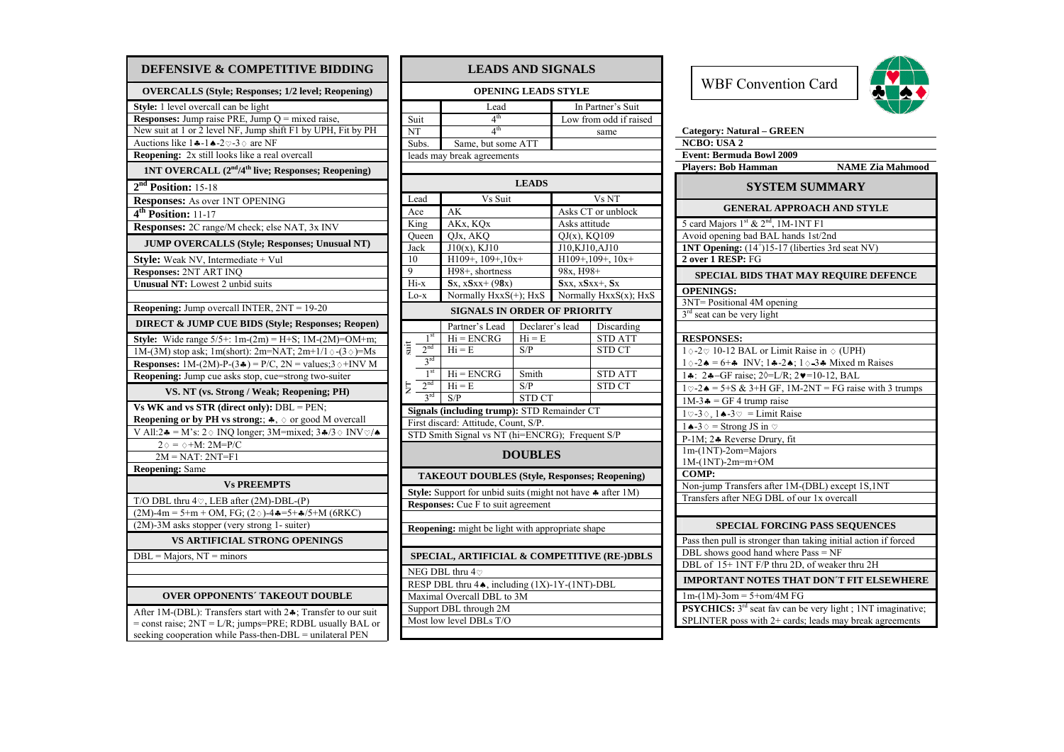## DEFENSIVE & COMPETITIVE BIDDING

### OVERCALLS (Style; Responses; 1/2 level; Reopening)

**Style:** 1 level overcall can be light
**Responses:** Jump raise PRE, Jump Q = mixed raise,
New suit at 1 or 2 level NF, Jump shift F1 by UPH, Fit by PH
Auctions like 1♣-1♠-2♡-3♢ are NF
**Reopening:** 2x still looks like a real overcall

### 1NT OVERCALL (2nd/4th live; Responses; Reopening)

**2nd Position:** 15-18
**Responses:** As over 1NT OPENING
**4th Position:** 11-17
**Responses:** 2C range/M check; else NAT, 3x INV

### JUMP OVERCALLS (Style; Responses; Unusual NT)

**Style:** Weak NV, Intermediate + Vul
**Responses:** 2NT ART INQ
**Unusual NT:** Lowest 2 unbid suits

**Reopening:** Jump overcall INTER, 2NT = 19-20

### DIRECT & JUMP CUE BIDS (Style; Responses; Reopen)

**Style:** Wide range 5/5+: 1m-(2m) = H+S; 1M-(2M)=OM+m;
1M-(3M) stop ask; 1m(short): 2m=NAT; 2m+1/1♢-(3♢)=Ms
**Responses:** 1M-(2M)-P-(3♣) = P/C, 2N = values;3♢+INV M
**Reopening:** Jump cue asks stop, cue=strong two-suiter

### VS. NT (vs. Strong / Weak; Reopening; PH)

**Vs WK and vs STR (direct only):** DBL = PEN;
**Reopening or by PH vs strong:**; ♣, ♢ or good M overcall
V All:2♣ = M's: 2♢ INQ longer; 3M=mixed; 3♣/3♢ INV♡/♠
2♢ = ♢+M: 2M=P/C
2M = NAT: 2NT=F1
**Reopening:** Same

### Vs PREEMPTS

T/O DBL thru 4♡, LEB after (2M)-DBL-(P)
(2M)-4m = 5+m + OM, FG; (2♢)-4♣=5+♣/5+M (6RKC)
(2M)-3M asks stopper (very strong 1- suiter)

### VS ARTIFICIAL STRONG OPENINGS

DBL = Majors, NT = minors

### OVER OPPONENTS´ TAKEOUT DOUBLE

After 1M-(DBL): Transfers start with 2♣; Transfer to our suit = const raise; 2NT = L/R; jumps=PRE; RDBL usually BAL or seeking cooperation while Pass-then-DBL = unilateral PEN

## LEADS AND SIGNALS

### OPENING LEADS STYLE

| | Lead | In Partner's Suit |
|---|---|---|
| Suit | 4th | Low from odd if raised |
| NT | 4th | same |
| Subs. | Same, but some ATT | |
| leads may break agreements | | |

### LEADS

| Lead | Vs Suit | Vs NT |
|---|---|---|
| Ace | AK | Asks CT or unblock |
| King | AKx, KQx | Asks attitude |
| Queen | QJx, AKQ | QJ(x), KQ109 |
| Jack | J10(x), KJ10 | J10,KJ10,AJ10 |
| 10 | H109+, 109+,10x+ | H109+,109+, 10x+ |
| 9 | H98+, shortness | 98x, H98+ |
| Hi-x | **S**x, x**S**xx+ (9**8**x) | **S**xx, x**S**xx+, **S**x |
| Lo-x | Normally HxxS(+); HxS | Normally HxxS(x); HxS |

### SIGNALS IN ORDER OF PRIORITY

| | | Partner's Lead | Declarer's lead | Discarding |
|---|---|---|---|---|
| suit | 1st | Hi = ENCRG | Hi = E | STD ATT |
| | 2nd | Hi = E | S/P | STD CT |
| | 3rd | | | |
| NT | 1st | Hi = ENCRG | Smith | STD ATT |
| | 2nd | Hi = E | S/P | STD CT |
| | 3rd | S/P | STD CT | |

**Signals (including trump):** STD Remainder CT
First discard: Attitude, Count, S/P.
STD Smith Signal vs NT (hi=ENCRG); Frequent S/P

## DOUBLES

### TAKEOUT DOUBLES (Style, Responses; Reopening)

**Style:** Support for unbid suits (might not have ♣ after 1M)
**Responses:** Cue F to suit agreement

**Reopening:** might be light with appropriate shape

### SPECIAL, ARTIFICIAL & COMPETITIVE (RE-)DBLS

NEG DBL thru 4♡
RESP DBL thru 4♠, including (1X)-1Y-(1NT)-DBL
Maximal Overcall DBL to 3M
Support DBL through 2M
Most low level DBLs T/O

# WBF Convention Card

**Category: Natural – GREEN**
**NCBO: USA 2**
**Event: Bermuda Bowl 2009**
**Players: Bob Hamman** **NAME Zia Mahmood**

## SYSTEM SUMMARY

### GENERAL APPROACH AND STYLE

5 card Majors 1st & 2nd, 1M-1NT F1
Avoid opening bad BAL hands 1st/2nd
**1NT Opening:** (14+)15-17 (liberties 3rd seat NV)
**2 over 1 RESP:** FG

### SPECIAL BIDS THAT MAY REQUIRE DEFENCE

**OPENINGS:**
3NT= Positional 4M opening
3rd seat can be very light

**RESPONSES:**
1♢-2♡ 10-12 BAL or Limit Raise in ♢ (UPH)
1♢-2♠ = 6+♣ INV; 1♣-2♠; 1♢-3♣ Mixed m Raises
1♣: 2♣–GF raise; 2♢=L/R; 2♥=10-12, BAL
1♡-2♠ = 5+S & 3+H GF, 1M-2NT = FG raise with 3 trumps
1M-3♣ = GF 4 trump raise
1♡-3♢, 1♠-3♡ = Limit Raise
1♠-3♢ = Strong JS in ♡
P-1M; 2♣ Reverse Drury, fit
1m-(1NT)-2om=Majors
1M-(1NT)-2m=m+OM
**COMP:**
Non-jump Transfers after 1M-(DBL) except 1S,1NT
Transfers after NEG DBL of our 1x overcall

### SPECIAL FORCING PASS SEQUENCES

Pass then pull is stronger than taking initial action if forced
DBL shows good hand where Pass = NF
DBL of 15+ 1NT F/P thru 2D, of weaker thru 2H

### IMPORTANT NOTES THAT DON´T FIT ELSEWHERE

1m-(1M)-3om = 5+om/4M FG
**PSYCHICS:** 3rd seat fav can be very light ; 1NT imaginative;
SPLINTER poss with 2+ cards; leads may break agreements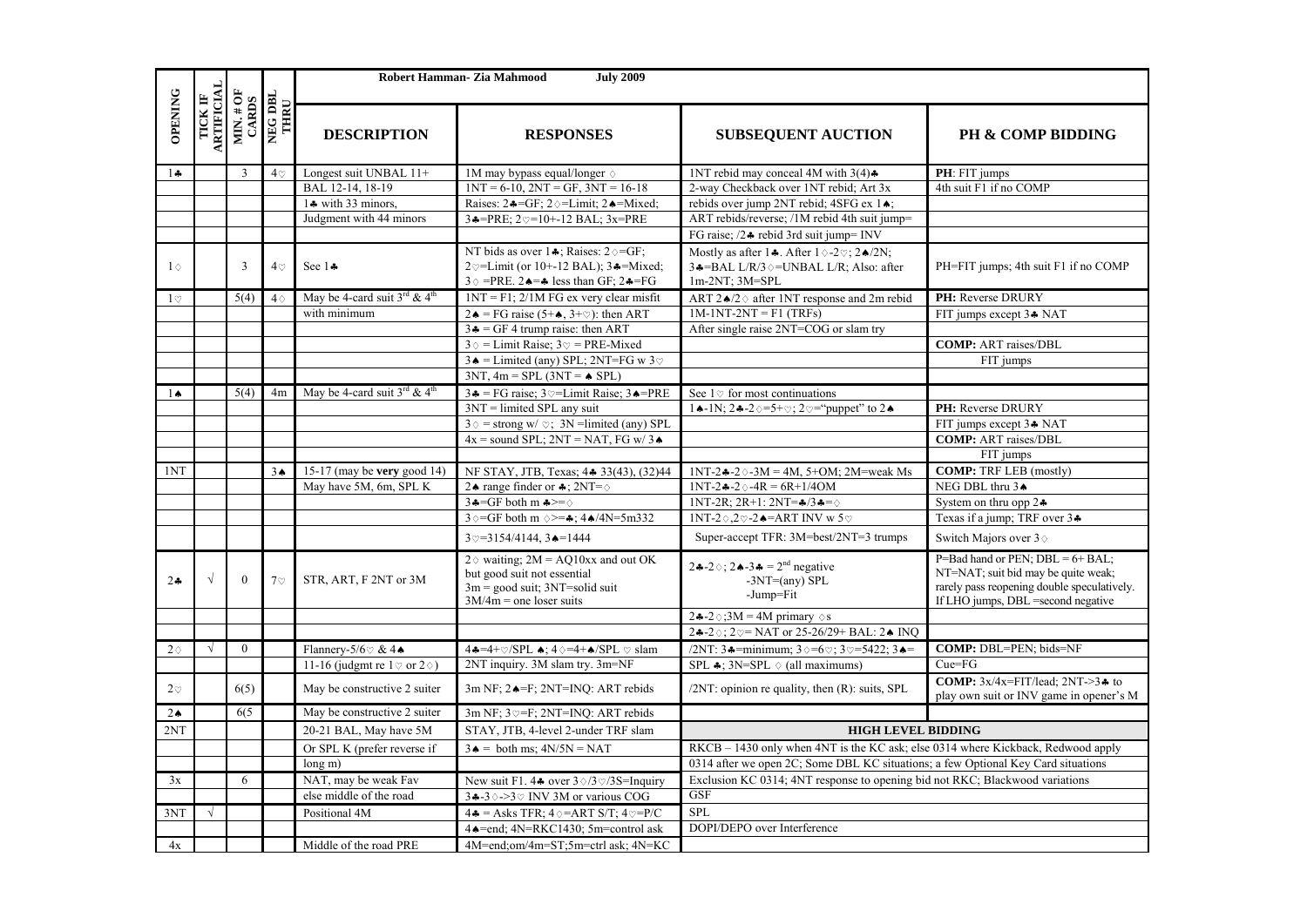| OPENING | TICK IF ARTIFICIAL | MIN. # OF CARDS | NEG DBL THRU | Robert Hamman- Zia Mahmood July 2009 DESCRIPTION | RESPONSES | SUBSEQUENT AUCTION | PH & COMP BIDDING |
|---|---|---|---|---|---|---|---|
| 1♣ | | 3 | 4♡ | Longest suit UNBAL 11+ | 1M may bypass equal/longer ◇ | 1NT rebid may conceal 4M with 3(4)♣ | **PH**: FIT jumps |
| | | | | BAL 12-14, 18-19 | 1NT = 6-10, 2NT = GF, 3NT = 16-18 | 2-way Checkback over 1NT rebid; Art 3x | 4th suit F1 if no COMP |
| | | | | 1♣ with 33 minors, | Raises: 2♣=GF; 2♢=Limit; 2♠=Mixed; | rebids over jump 2NT rebid; 4SFG ex 1♠; | |
| | | | | Judgment with 44 minors | 3♣=PRE; 2♡=10+-12 BAL; 3x=PRE | ART rebids/reverse; /1M rebid 4th suit jump= | |
| | | | | | | FG raise; /2♣ rebid 3rd suit jump= INV | |
| 1◇ | | 3 | 4♡ | See 1♣ | NT bids as over 1♣; Raises: 2◇=GF; 2♡=Limit (or 10+-12 BAL); 3♣=Mixed; 3◇ =PRE. 2♠=♣ less than GF; 2♣=FG | Mostly as after 1♣. After 1◇-2♡; 2♠/2N; 3♣=BAL L/R/3◇=UNBAL L/R; Also: after 1m-2NT; 3M=SPL | PH=FIT jumps; 4th suit F1 if no COMP |
| 1♡ | | 5(4) | 4◇ | May be 4-card suit 3rd & 4th | 1NT = F1; 2/1M FG ex very clear misfit | ART 2♠/2◇ after 1NT response and 2m rebid | **PH:** Reverse DRURY |
| | | | | with minimum | 2♠ = FG raise (5+♠, 3+♡): then ART | 1M-1NT-2NT = F1 (TRFs) | FIT jumps except 3♣ NAT |
| | | | | | 3♣ = GF 4 trump raise: then ART | After single raise 2NT=COG or slam try | |
| | | | | | 3◇ = Limit Raise; 3♡ = PRE-Mixed | | **COMP:** ART raises/DBL |
| | | | | | 3♠ = Limited (any) SPL; 2NT=FG w 3♡ | | FIT jumps |
| | | | | | 3NT, 4m = SPL (3NT = ♠ SPL) | | |
| 1♠ | | 5(4) | 4m | May be 4-card suit 3rd & 4th | 3♣ = FG raise; 3♡=Limit Raise; 3♠=PRE | See 1♡ for most continuations | |
| | | | | | 3NT = limited SPL any suit | 1♠-1N; 2♣-2◇=5+♡; 2♡="puppet" to 2♠ | **PH:** Reverse DRURY |
| | | | | | 3◇ = strong w/ ♡; 3N =limited (any) SPL | | FIT jumps except 3♣ NAT |
| | | | | | 4x = sound SPL; 2NT = NAT, FG w/ 3♠ | | **COMP:** ART raises/DBL |
| | | | | | | | FIT jumps |
| 1NT | | | 3♠ | 15-17 (may be **very** good 14) | NF STAY, JTB, Texas; 4♣ 33(43), (32)44 | 1NT-2♣-2◇-3M = 4M, 5+OM; 2M=weak Ms | **COMP:** TRF LEB (mostly) |
| | | | | May have 5M, 6m, SPL K | 2♠ range finder or ♣; 2NT=◇ | 1NT-2♣-2◇-4R = 6R+1/4OM | NEG DBL thru 3♠ |
| | | | | | 3♣=GF both m ♣>=◇ | 1NT-2R; 2R+1: 2NT=♣/3♣=◇ | System on thru opp 2♣ |
| | | | | | 3◇=GF both m ◇>=♣; 4♠/4N=5m332 | 1NT-2◇,2♡-2♠=ART INV w 5♡ | Texas if a jump; TRF over 3♣ |
| | | | | | 3♡=3154/4144, 3♠=1444 | Super-accept TFR: 3M=best/2NT=3 trumps | Switch Majors over 3◇ |
| 2♣ | √ | 0 | 7♡ | STR, ART, F 2NT or 3M | 2◇ waiting; 2M = AQ10xx and out OK but good suit not essential 3m = good suit; 3NT=solid suit 3M/4m = one loser suits | 2♣-2◇; 2♠-3♣ = 2nd negative -3NT=(any) SPL -Jump=Fit | P=Bad hand or PEN; DBL = 6+ BAL; NT=NAT; suit bid may be quite weak; rarely pass reopening double speculatively. If LHO jumps, DBL =second negative |
| | | | | | | 2♣-2◇;3M = 4M primary ◇s | |
| | | | | | | 2♣-2◇; 2♡= NAT or 25-26/29+ BAL: 2♠ INQ | |
| 2◇ | √ | 0 | | Flannery-5/6♡ & 4♠ | 4♣=4+♡/SPL ♠; 4◇=4+♠/SPL ♡ slam | /2NT: 3♣=minimum; 3◇=6♡; 3♡=5422; 3♠= | **COMP:** DBL=PEN; bids=NF |
| | | | | 11-16 (judgmt re 1♡ or 2◇) | 2NT inquiry. 3M slam try. 3m=NF | SPL ♣; 3N=SPL ◇ (all maximums) | Cue=FG |
| 2♡ | | 6(5) | | May be constructive 2 suiter | 3m NF; 2♠=F; 2NT=INQ: ART rebids | /2NT: opinion re quality, then (R): suits, SPL | **COMP:** 3x/4x=FIT/lead; 2NT->3♣ to play own suit or INV game in opener's M |
| 2♠ | | 6(5 | | May be constructive 2 suiter | 3m NF; 3♡=F; 2NT=INQ: ART rebids | | |
| 2NT | | | | 20-21 BAL, May have 5M | STAY, JTB, 4-level 2-under TRF slam | **HIGH LEVEL BIDDING** | |
| | | | | Or SPL K (prefer reverse if | 3♠ = both ms; 4N/5N = NAT | RKCB – 1430 only when 4NT is the KC ask; else 0314 where Kickback, Redwood apply | |
| | | | | long m) | | 0314 after we open 2C; Some DBL KC situations; a few Optional Key Card situations | |
| 3x | | 6 | | NAT, may be weak Fav | New suit F1. 4♣ over 3◇/3♡/3S=Inquiry | Exclusion KC 0314; 4NT response to opening bid not RKC; Blackwood variations | |
| | | | | else middle of the road | 3♣-3◇->3♡ INV 3M or various COG | GSF | |
| 3NT | √ | | | Positional 4M | 4♣ = Asks TFR; 4◇=ART S/T; 4♡=P/C | SPL | |
| | | | | | 4♠=end; 4N=RKC1430; 5m=control ask | DOPI/DEPO over Interference | |
| 4x | | | | Middle of the road PRE | 4M=end;om/4m=ST;5m=ctrl ask; 4N=KC | | |